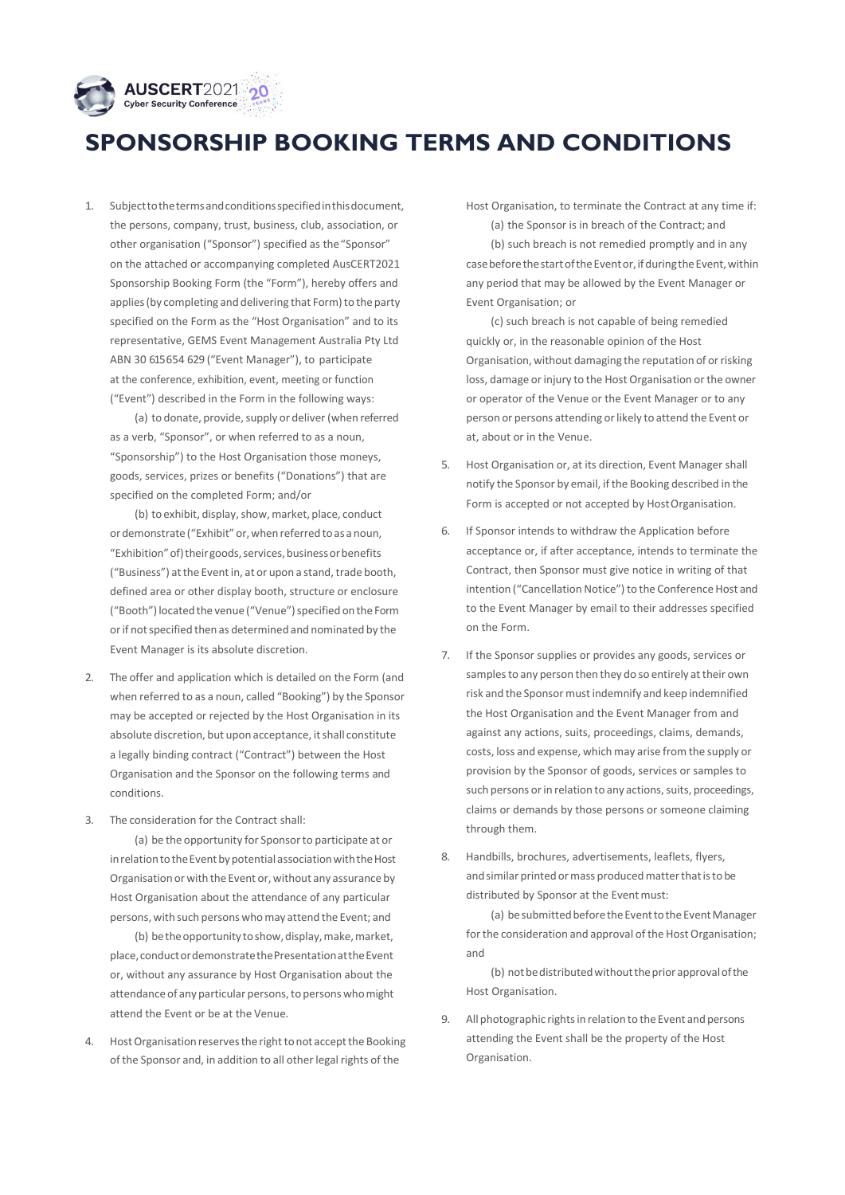# SPONSORSHIP BOOKING TERMS AND CONDITIONS

1. Subject to the terms and conditions specified in this document, the persons, company, trust, business, club, association, or other organisation ("Sponsor") specified as the "Sponsor" on the attached or accompanying completed AusCERT2021 Sponsorship Booking Form (the "Form"), hereby offers and applies (by completing and delivering that Form) to the party specified on the Form as the "Host Organisation" and to its representative, GEMS Event Management Australia Pty Ltd ABN 30 615654 629 ("Event Manager"), to participate at the conference, exhibition, event, meeting or function ("Event") described in the Form in the following ways:

   (a) to donate, provide, supply or deliver (when referred as a verb, "Sponsor", or when referred to as a noun, "Sponsorship") to the Host Organisation those moneys, goods, services, prizes or benefits ("Donations") that are specified on the completed Form; and/or

   (b) to exhibit, display, show, market, place, conduct or demonstrate ("Exhibit" or, when referred to as a noun, "Exhibition" of) their goods, services, business or benefits ("Business") at the Event in, at or upon a stand, trade booth, defined area or other display booth, structure or enclosure ("Booth") located the venue ("Venue") specified on the Form or if not specified then as determined and nominated by the Event Manager is its absolute discretion.

2. The offer and application which is detailed on the Form (and when referred to as a noun, called "Booking") by the Sponsor may be accepted or rejected by the Host Organisation in its absolute discretion, but upon acceptance, it shall constitute a legally binding contract ("Contract") between the Host Organisation and the Sponsor on the following terms and conditions.

3. The consideration for the Contract shall:

   (a) be the opportunity for Sponsor to participate at or in relation to the Event by potential association with the Host Organisation or with the Event or, without any assurance by Host Organisation about the attendance of any particular persons, with such persons who may attend the Event; and

   (b) be the opportunity to show, display, make, market, place, conduct or demonstrate the Presentation at the Event or, without any assurance by Host Organisation about the attendance of any particular persons, to persons who might attend the Event or be at the Venue.

4. Host Organisation reserves the right to not accept the Booking of the Sponsor and, in addition to all other legal rights of the Host Organisation, to terminate the Contract at any time if:

   (a) the Sponsor is in breach of the Contract; and

   (b) such breach is not remedied promptly and in any case before the start of the Event or, if during the Event, within any period that may be allowed by the Event Manager or Event Organisation; or

   (c) such breach is not capable of being remedied quickly or, in the reasonable opinion of the Host Organisation, without damaging the reputation of or risking loss, damage or injury to the Host Organisation or the owner or operator of the Venue or the Event Manager or to any person or persons attending or likely to attend the Event or at, about or in the Venue.

5. Host Organisation or, at its direction, Event Manager shall notify the Sponsor by email, if the Booking described in the Form is accepted or not accepted by Host Organisation.

6. If Sponsor intends to withdraw the Application before acceptance or, if after acceptance, intends to terminate the Contract, then Sponsor must give notice in writing of that intention ("Cancellation Notice") to the Conference Host and to the Event Manager by email to their addresses specified on the Form.

7. If the Sponsor supplies or provides any goods, services or samples to any person then they do so entirely at their own risk and the Sponsor must indemnify and keep indemnified the Host Organisation and the Event Manager from and against any actions, suits, proceedings, claims, demands, costs, loss and expense, which may arise from the supply or provision by the Sponsor of goods, services or samples to such persons or in relation to any actions, suits, proceedings, claims or demands by those persons or someone claiming through them.

8. Handbills, brochures, advertisements, leaflets, flyers, and similar printed or mass produced matter that is to be distributed by Sponsor at the Event must:

   (a) be submitted before the Event to the Event Manager for the consideration and approval of the Host Organisation; and

   (b) not be distributed without the prior approval of the Host Organisation.

9. All photographic rights in relation to the Event and persons attending the Event shall be the property of the Host Organisation.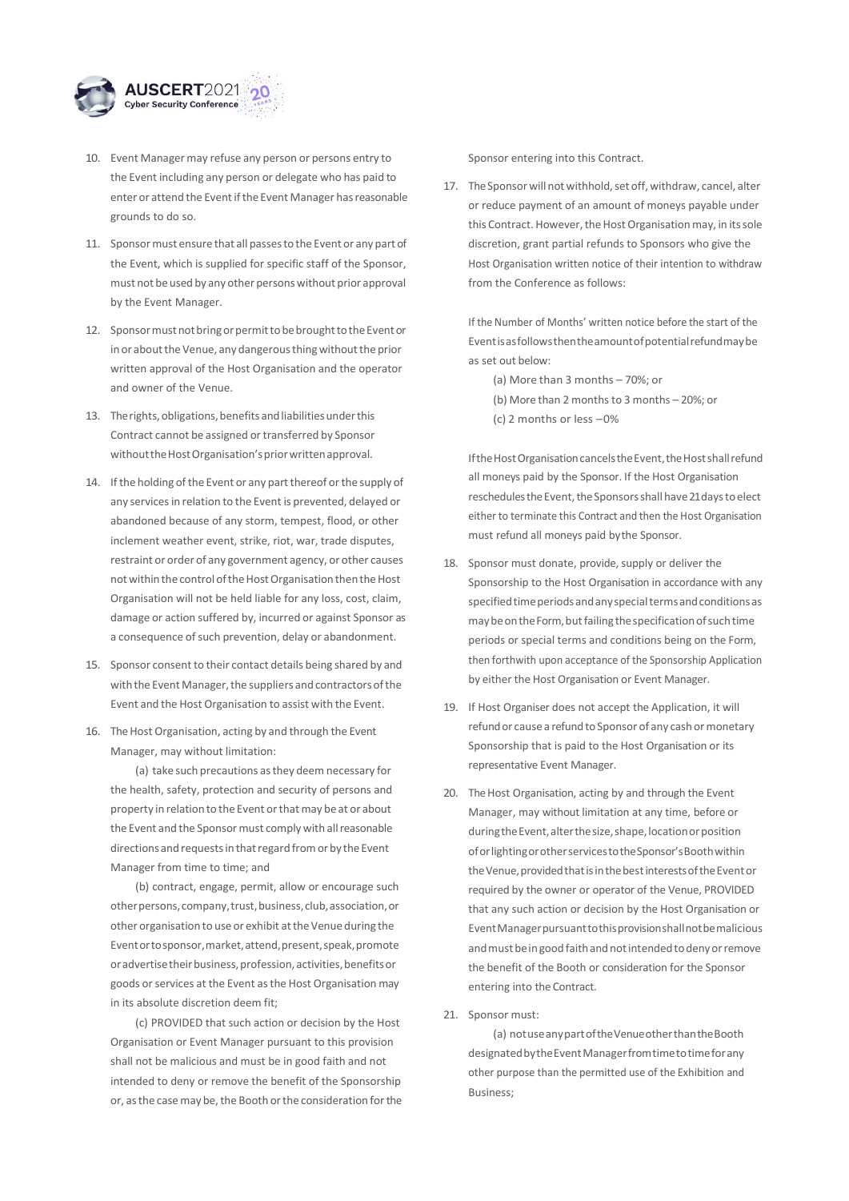10. Event Manager may refuse any person or persons entry to the Event including any person or delegate who has paid to enter or attend the Event if the Event Manager has reasonable grounds to do so.

11. Sponsor must ensure that all passes to the Event or any part of the Event, which is supplied for specific staff of the Sponsor, must not be used by any other persons without prior approval by the Event Manager.

12. Sponsor must not bring or permit to be brought to the Event or in or about the Venue, any dangerous thing without the prior written approval of the Host Organisation and the operator and owner of the Venue.

13. The rights, obligations, benefits and liabilities under this Contract cannot be assigned or transferred by Sponsor without the Host Organisation's prior written approval.

14. If the holding of the Event or any part thereof or the supply of any services in relation to the Event is prevented, delayed or abandoned because of any storm, tempest, flood, or other inclement weather event, strike, riot, war, trade disputes, restraint or order of any government agency, or other causes not within the control of the Host Organisation then the Host Organisation will not be held liable for any loss, cost, claim, damage or action suffered by, incurred or against Sponsor as a consequence of such prevention, delay or abandonment.

15. Sponsor consent to their contact details being shared by and with the Event Manager, the suppliers and contractors of the Event and the Host Organisation to assist with the Event.

16. The Host Organisation, acting by and through the Event Manager, may without limitation:

    (a) take such precautions as they deem necessary for the health, safety, protection and security of persons and property in relation to the Event or that may be at or about the Event and the Sponsor must comply with all reasonable directions and requests in that regard from or by the Event Manager from time to time; and

    (b) contract, engage, permit, allow or encourage such other persons, company, trust, business, club, association, or other organisation to use or exhibit at the Venue during the Event or to sponsor, market, attend, present, speak, promote or advertise their business, profession, activities, benefits or goods or services at the Event as the Host Organisation may in its absolute discretion deem fit;

    (c) PROVIDED that such action or decision by the Host Organisation or Event Manager pursuant to this provision shall not be malicious and must be in good faith and not intended to deny or remove the benefit of the Sponsorship or, as the case may be, the Booth or the consideration for the Sponsor entering into this Contract.

17. The Sponsor will not withhold, set off, withdraw, cancel, alter or reduce payment of an amount of moneys payable under this Contract. However, the Host Organisation may, in its sole discretion, grant partial refunds to Sponsors who give the Host Organisation written notice of their intention to withdraw from the Conference as follows:

    If the Number of Months' written notice before the start of the Event is as follows then the amount of potential refund may be as set out below:

    (a) More than 3 months – 70%; or
    (b) More than 2 months to 3 months – 20%; or
    (c) 2 months or less –0%

    If the Host Organisation cancels the Event, the Host shall refund all moneys paid by the Sponsor. If the Host Organisation reschedules the Event, the Sponsors shall have 21 days to elect either to terminate this Contract and then the Host Organisation must refund all moneys paid by the Sponsor.

18. Sponsor must donate, provide, supply or deliver the Sponsorship to the Host Organisation in accordance with any specified time periods and any special terms and conditions as may be on the Form, but failing the specification of such time periods or special terms and conditions being on the Form, then forthwith upon acceptance of the Sponsorship Application by either the Host Organisation or Event Manager.

19. If Host Organiser does not accept the Application, it will refund or cause a refund to Sponsor of any cash or monetary Sponsorship that is paid to the Host Organisation or its representative Event Manager.

20. The Host Organisation, acting by and through the Event Manager, may without limitation at any time, before or during the Event, alter the size, shape, location or position of or lighting or other services to the Sponsor's Booth within the Venue, provided that is in the best interests of the Event or required by the owner or operator of the Venue, PROVIDED that any such action or decision by the Host Organisation or Event Manager pursuant to this provision shall not be malicious and must be in good faith and not intended to deny or remove the benefit of the Booth or consideration for the Sponsor entering into the Contract.

21. Sponsor must:

    (a) not use any part of the Venue other than the Booth designated by the Event Manager from time to time for any other purpose than the permitted use of the Exhibition and Business;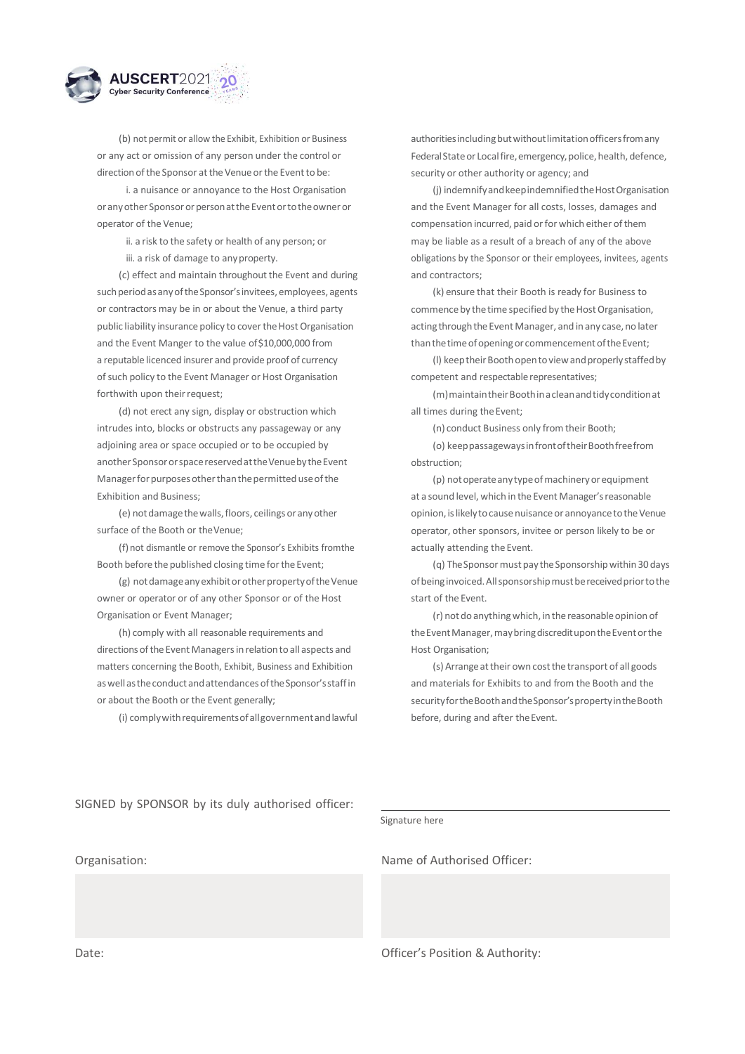(b) not permit or allow the Exhibit, Exhibition or Business or any act or omission of any person under the control or direction of the Sponsor at the Venue or the Event to be:

i. a nuisance or annoyance to the Host Organisation or any other Sponsor or person at the Event or to the owner or operator of the Venue;

ii. a risk to the safety or health of any person; or

iii. a risk of damage to any property.

(c) effect and maintain throughout the Event and during such period as any of the Sponsor's invitees, employees, agents or contractors may be in or about the Venue, a third party public liability insurance policy to cover the Host Organisation and the Event Manger to the value of $10,000,000 from a reputable licenced insurer and provide proof of currency of such policy to the Event Manager or Host Organisation forthwith upon their request;

(d) not erect any sign, display or obstruction which intrudes into, blocks or obstructs any passageway or any adjoining area or space occupied or to be occupied by another Sponsor or space reserved at the Venue by the Event Manager for purposes other than the permitted use of the Exhibition and Business;

(e) not damage the walls, floors, ceilings or any other surface of the Booth or the Venue;

(f) not dismantle or remove the Sponsor's Exhibits from the Booth before the published closing time for the Event;

(g) not damage any exhibit or other property of the Venue owner or operator or of any other Sponsor or of the Host Organisation or Event Manager;

(h) comply with all reasonable requirements and directions of the Event Managers in relation to all aspects and matters concerning the Booth, Exhibit, Business and Exhibition as well as the conduct and attendances of the Sponsor's staff in or about the Booth or the Event generally;

(i) comply with requirements of all government and lawful authorities including but without limitation officers from any Federal State or Local fire, emergency, police, health, defence, security or other authority or agency; and

(j) indemnify and keep indemnified the Host Organisation and the Event Manager for all costs, losses, damages and compensation incurred, paid or for which either of them may be liable as a result of a breach of any of the above obligations by the Sponsor or their employees, invitees, agents and contractors;

(k) ensure that their Booth is ready for Business to commence by the time specified by the Host Organisation, acting through the Event Manager, and in any case, no later than the time of opening or commencement of the Event;

(l) keep their Booth open to view and properly staffed by competent and respectable representatives;

(m) maintain their Booth in a clean and tidy condition at all times during the Event;

(n) conduct Business only from their Booth;

(o) keep passageways in front of their Booth free from obstruction;

(p) not operate any type of machinery or equipment at a sound level, which in the Event Manager's reasonable opinion, is likely to cause nuisance or annoyance to the Venue operator, other sponsors, invitee or person likely to be or actually attending the Event.

(q) The Sponsor must pay the Sponsorship within 30 days of being invoiced. All sponsorship must be received prior to the start of the Event.

(r) not do anything which, in the reasonable opinion of the Event Manager, may bring discredit upon the Event or the Host Organisation;

(s) Arrange at their own cost the transport of all goods and materials for Exhibits to and from the Booth and the security for the Booth and the Sponsor's property in the Booth before, during and after the Event.

SIGNED by SPONSOR by its duly authorised officer:

Signature here

Organisation:

Name of Authorised Officer:

Date:

Officer's Position & Authority: